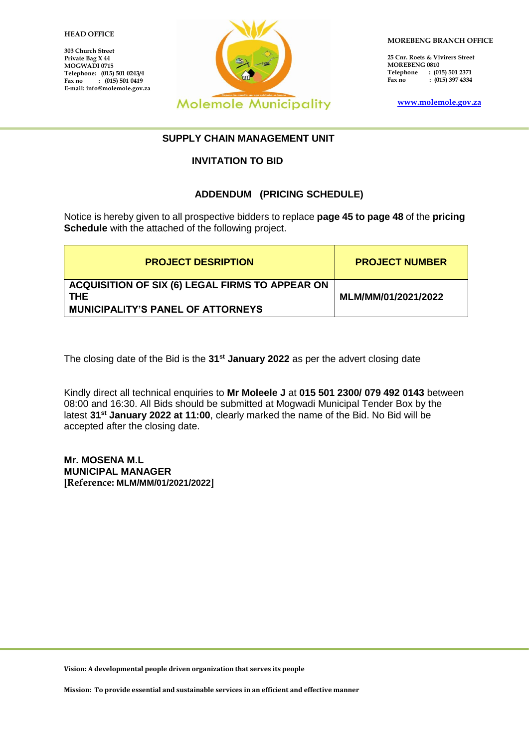**HEAD OFFICE**

**303 Church Street**
**Private Bag X 44**
**MOGWADI 0715**
**Telephone: (015) 501 0243/4**
**Fax no : (015) 501 0419**
**E-mail: info@molemole.gov.za**

Molemole Municipality

**MOREBENG BRANCH OFFICE**

**25 Cnr. Roets & Vivirers Street**
**MOREBENG 0810**
**Telephone : (015) 501 2371**
**Fax no : (015) 397 4334**

**www.molemole.gov.za**

## SUPPLY CHAIN MANAGEMENT UNIT

## INVITATION TO BID

## ADDENDUM (PRICING SCHEDULE)

Notice is hereby given to all prospective bidders to replace **page 45 to page 48** of the **pricing Schedule** with the attached of the following project.

| PROJECT DESRIPTION | PROJECT NUMBER |
|---|---|
| **ACQUISITION OF SIX (6) LEGAL FIRMS TO APPEAR ON THE MUNICIPALITY'S PANEL OF ATTORNEYS** | **MLM/MM/01/2021/2022** |

The closing date of the Bid is the **31st January 2022** as per the advert closing date

Kindly direct all technical enquiries to **Mr Moleele J** at **015 501 2300/ 079 492 0143** between 08:00 and 16:30. All Bids should be submitted at Mogwadi Municipal Tender Box by the latest **31st January 2022 at 11:00**, clearly marked the name of the Bid. No Bid will be accepted after the closing date.

**Mr. MOSENA M.L**
**MUNICIPAL MANAGER**
**[Reference: MLM/MM/01/2021/2022]**

**Vision: A developmental people driven organization that serves its people**

**Mission: To provide essential and sustainable services in an efficient and effective manner**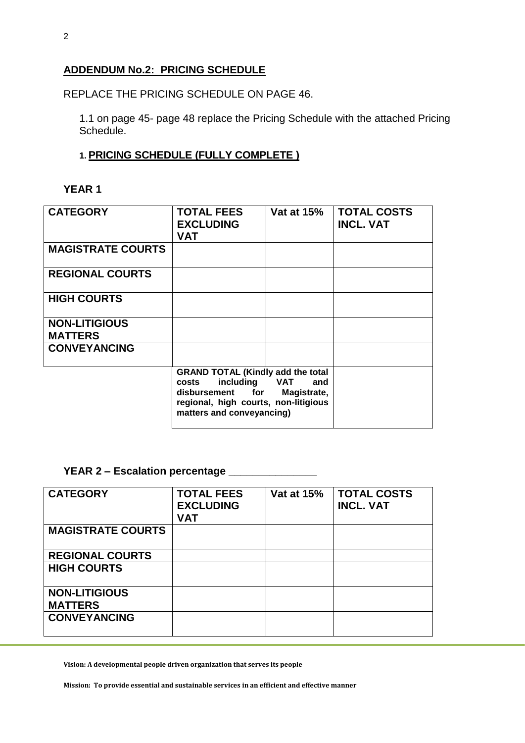## ADDENDUM No.2: PRICING SCHEDULE

REPLACE THE PRICING SCHEDULE ON PAGE 46.

1.1 on page 45- page 48 replace the Pricing Schedule with the attached Pricing Schedule.

### 1. PRICING SCHEDULE (FULLY COMPLETE )

**YEAR 1**

| CATEGORY | TOTAL FEES EXCLUDING VAT | Vat at 15% | TOTAL COSTS INCL. VAT |
|---|---|---|---|
| MAGISTRATE COURTS | | | |
| REGIONAL COURTS | | | |
| HIGH COURTS | | | |
| NON-LITIGIOUS MATTERS | | | |
| CONVEYANCING | | | |
| | GRAND TOTAL (Kindly add the total costs including VAT and disbursement for Magistrate, regional, high courts, non-litigious matters and conveyancing) | | |

**YEAR 2 – Escalation percentage _______________**

| CATEGORY | TOTAL FEES EXCLUDING VAT | Vat at 15% | TOTAL COSTS INCL. VAT |
|---|---|---|---|
| MAGISTRATE COURTS | | | |
| REGIONAL COURTS | | | |
| HIGH COURTS | | | |
| NON-LITIGIOUS MATTERS | | | |
| CONVEYANCING | | | |

**Vision: A developmental people driven organization that serves its people**

**Mission: To provide essential and sustainable services in an efficient and effective manner**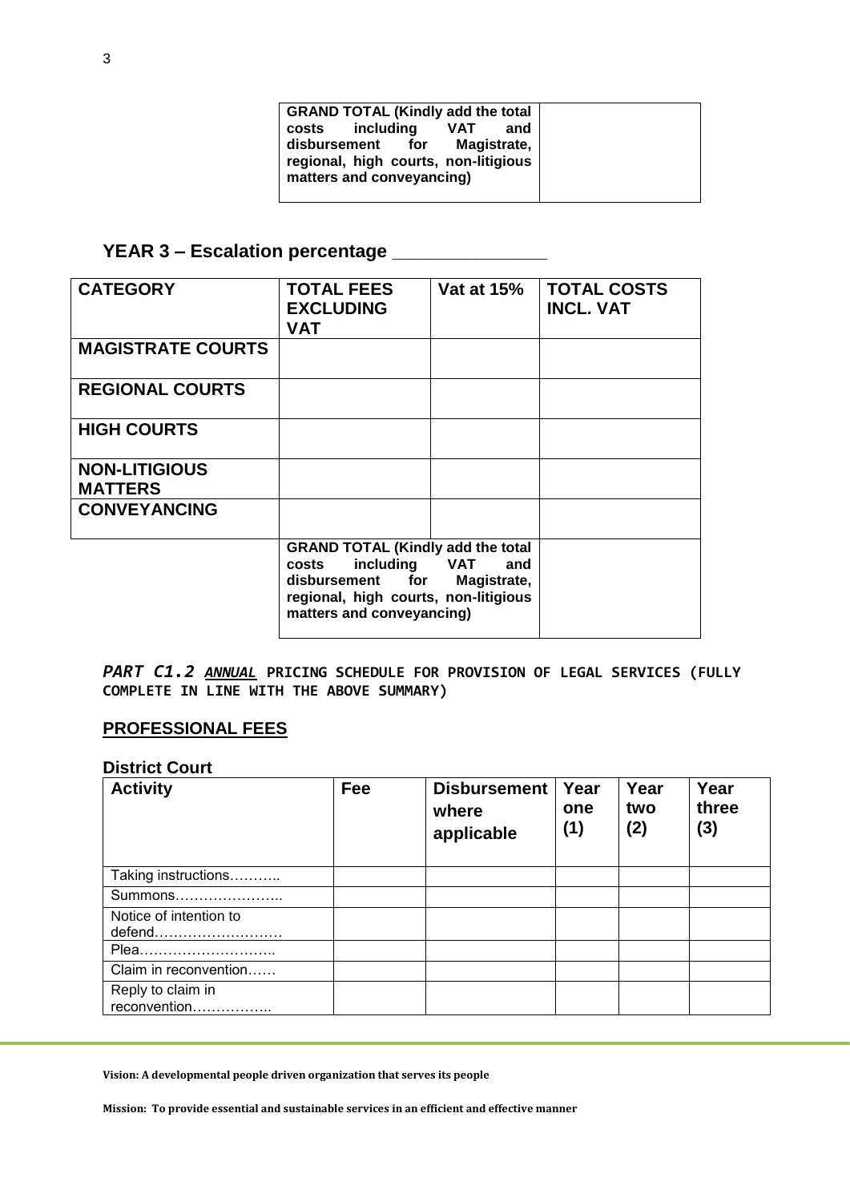| GRAND TOTAL (Kindly add the total costs including VAT and disbursement for Magistrate, regional, high courts, non-litigious matters and conveyancing) | |
|---|---|

## YEAR 3 – Escalation percentage _______________

| CATEGORY | TOTAL FEES EXCLUDING VAT | Vat at 15% | TOTAL COSTS INCL. VAT |
|---|---|---|---|
| MAGISTRATE COURTS | | | |
| REGIONAL COURTS | | | |
| HIGH COURTS | | | |
| NON-LITIGIOUS MATTERS | | | |
| CONVEYANCING | | | |
| | GRAND TOTAL (Kindly add the total costs including VAT and disbursement for Magistrate, regional, high courts, non-litigious matters and conveyancing) | | |

***PART C1.2*** ***ANNUAL*** **PRICING SCHEDULE FOR PROVISION OF LEGAL SERVICES (FULLY COMPLETE IN LINE WITH THE ABOVE SUMMARY)**

## PROFESSIONAL FEES

### District Court

| Activity | Fee | Disbursement where applicable | Year one (1) | Year two (2) | Year three (3) |
|---|---|---|---|---|---|
| Taking instructions……….. | | | | | |
| Summons………………….. | | | | | |
| Notice of intention to defend……………………… | | | | | |
| Plea……………………….. | | | | | |
| Claim in reconvention…… | | | | | |
| Reply to claim in reconvention…………….. | | | | | |

**Vision: A developmental people driven organization that serves its people**

**Mission: To provide essential and sustainable services in an efficient and effective manner**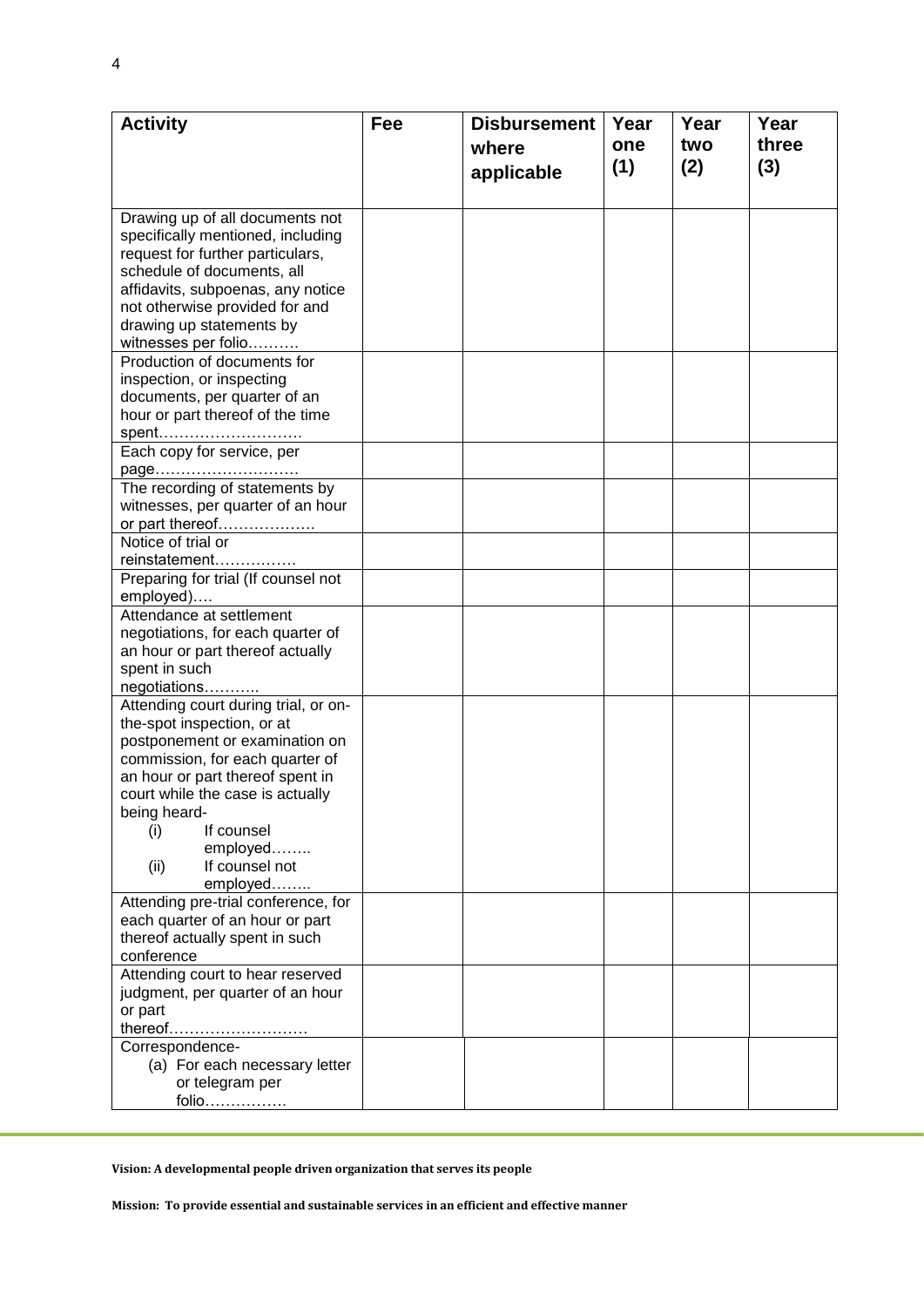| Activity | Fee | Disbursement where applicable | Year one (1) | Year two (2) | Year three (3) |
|---|---|---|---|---|---|
| Drawing up of all documents not specifically mentioned, including request for further particulars, schedule of documents, all affidavits, subpoenas, any notice not otherwise provided for and drawing up statements by witnesses per folio………. | | | | | |
| Production of documents for inspection, or inspecting documents, per quarter of an hour or part thereof of the time spent………………………. | | | | | |
| Each copy for service, per page………………………. | | | | | |
| The recording of statements by witnesses, per quarter of an hour or part thereof………………. | | | | | |
| Notice of trial or reinstatement……………. | | | | | |
| Preparing for trial (If counsel not employed)…. | | | | | |
| Attendance at settlement negotiations, for each quarter of an hour or part thereof actually spent in such negotiations……….. | | | | | |
| Attending court during trial, or on-the-spot inspection, or at postponement or examination on commission, for each quarter of an hour or part thereof spent in court while the case is actually being heard- (i) If counsel employed…….. (ii) If counsel not employed…….. | | | | | |
| Attending pre-trial conference, for each quarter of an hour or part thereof actually spent in such conference | | | | | |
| Attending court to hear reserved judgment, per quarter of an hour or part thereof……………………… | | | | | |
| Correspondence- (a) For each necessary letter or telegram per folio……………. | | | | | |

**Vision: A developmental people driven organization that serves its people**

**Mission: To provide essential and sustainable services in an efficient and effective manner**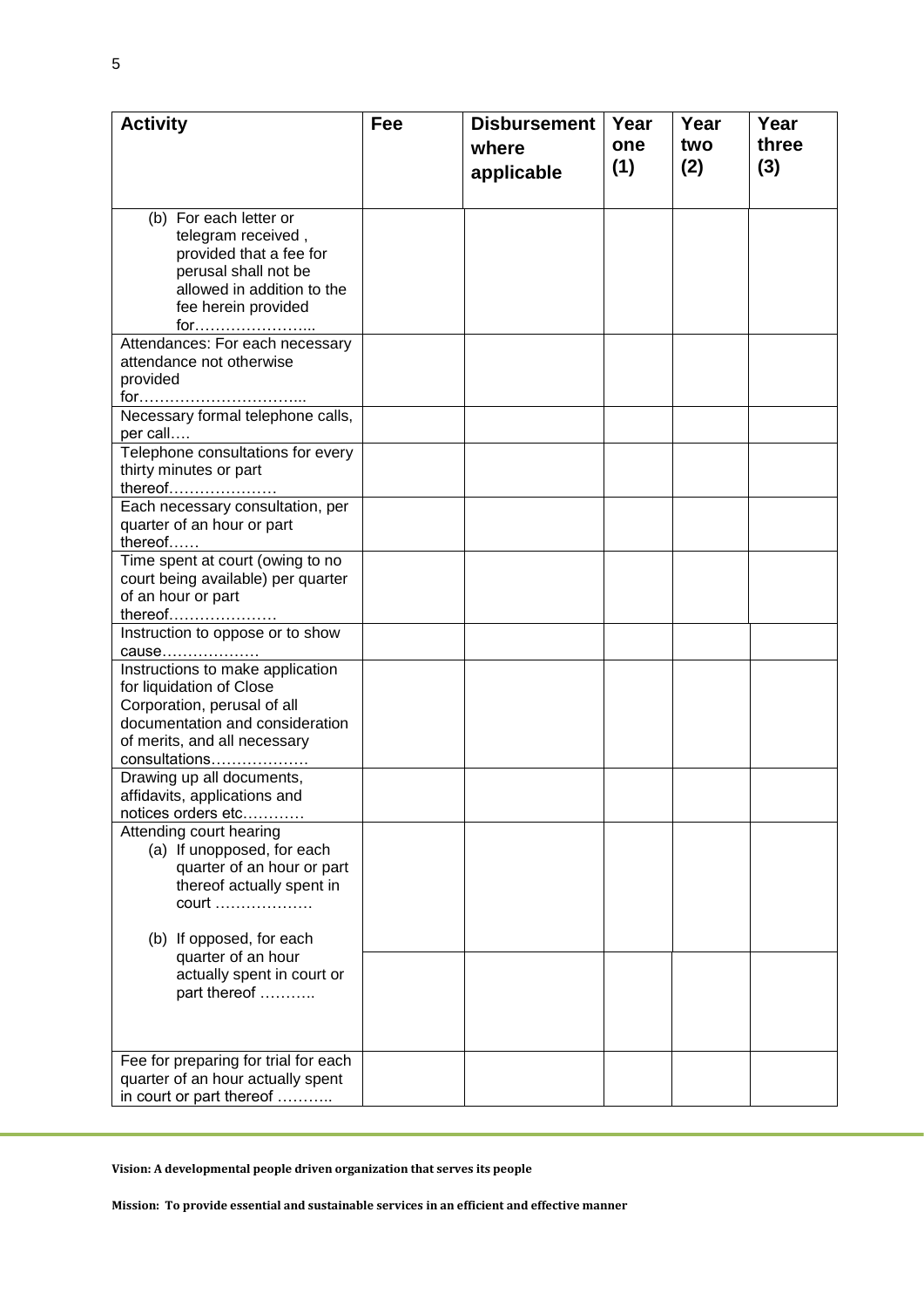| Activity | Fee | Disbursement where applicable | Year one (1) | Year two (2) | Year three (3) |
|---|---|---|---|---|---|
| (b) For each letter or telegram received , provided that a fee for perusal shall not be allowed in addition to the fee herein provided for…………………... | | | | | |
| Attendances: For each necessary attendance not otherwise provided for…………………………... | | | | | |
| Necessary formal telephone calls, per call…. | | | | | |
| Telephone consultations for every thirty minutes or part thereof………………… | | | | | |
| Each necessary consultation, per quarter of an hour or part thereof…… | | | | | |
| Time spent at court (owing to no court being available) per quarter of an hour or part thereof………………… | | | | | |
| Instruction to oppose or to show cause………………. | | | | | |
| Instructions to make application for liquidation of Close Corporation, perusal of all documentation and consideration of merits, and all necessary consultations………………. | | | | | |
| Drawing up all documents, affidavits, applications and notices orders etc………… | | | | | |
| Attending court hearing (a) If unopposed, for each quarter of an hour or part thereof actually spent in court ………………. | | | | | |
| (b) If opposed, for each quarter of an hour actually spent in court or part thereof ……….. | | | | | |
| Fee for preparing for trial for each quarter of an hour actually spent in court or part thereof ……….. | | | | | |

**Vision: A developmental people driven organization that serves its people**

**Mission: To provide essential and sustainable services in an efficient and effective manner**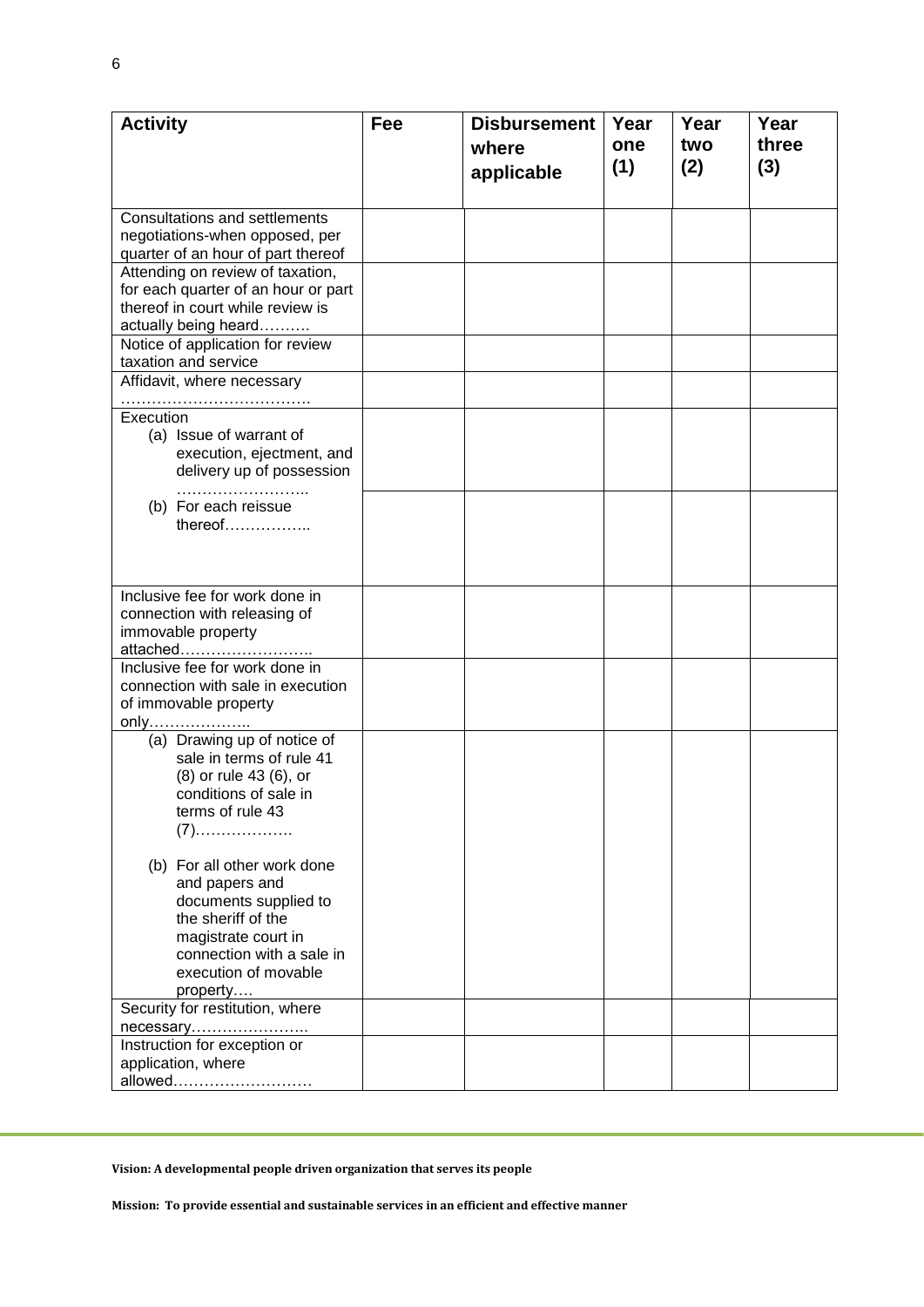| Activity | Fee | Disbursement where applicable | Year one (1) | Year two (2) | Year three (3) |
|---|---|---|---|---|---|
| Consultations and settlements negotiations-when opposed, per quarter of an hour of part thereof | | | | | |
| Attending on review of taxation, for each quarter of an hour or part thereof in court while review is actually being heard………. | | | | | |
| Notice of application for review taxation and service | | | | | |
| Affidavit, where necessary ………………………………. | | | | | |
| Execution (a) Issue of warrant of execution, ejectment, and delivery up of possession …………………….. | | | | | |
| (b) For each reissue thereof…………….. | | | | | |
| Inclusive fee for work done in connection with releasing of immovable property attached…………………….. | | | | | |
| Inclusive fee for work done in connection with sale in execution of immovable property only……………….. | | | | | |
| (a) Drawing up of notice of sale in terms of rule 41 (8) or rule 43 (6), or conditions of sale in terms of rule 43 (7)……………… (b) For all other work done and papers and documents supplied to the sheriff of the magistrate court in connection with a sale in execution of movable property…. | | | | | |
| Security for restitution, where necessary………………….. | | | | | |
| Instruction for exception or application, where allowed……………………… | | | | | |

**Vision: A developmental people driven organization that serves its people**

**Mission: To provide essential and sustainable services in an efficient and effective manner**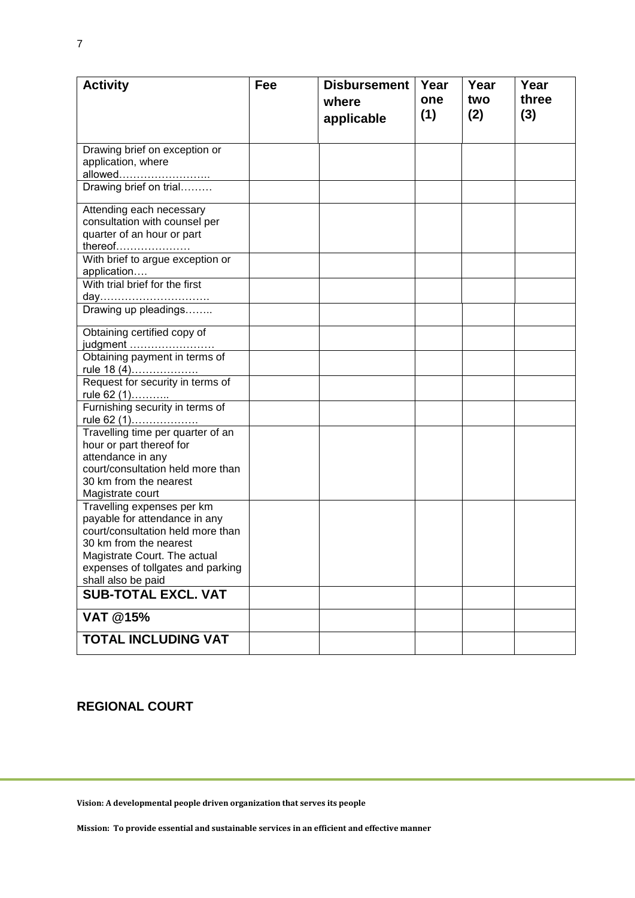| Activity | Fee | Disbursement where applicable | Year one (1) | Year two (2) | Year three (3) |
|---|---|---|---|---|---|
| Drawing brief on exception or application, where allowed…………………….. | | | | | |
| Drawing brief on trial……… | | | | | |
| Attending each necessary consultation with counsel per quarter of an hour or part thereof………………… | | | | | |
| With brief to argue exception or application…. | | | | | |
| With trial brief for the first day…………………………. | | | | | |
| Drawing up pleadings…….. | | | | | |
| Obtaining certified copy of judgment …………………… | | | | | |
| Obtaining payment in terms of rule 18 (4)………………. | | | | | |
| Request for security in terms of rule 62 (1)……….. | | | | | |
| Furnishing security in terms of rule 62 (1)………………. | | | | | |
| Travelling time per quarter of an hour or part thereof for attendance in any court/consultation held more than 30 km from the nearest Magistrate court | | | | | |
| Travelling expenses per km payable for attendance in any court/consultation held more than 30 km from the nearest Magistrate Court. The actual expenses of tollgates and parking shall also be paid | | | | | |
| **SUB-TOTAL EXCL. VAT** | | | | | |
| **VAT @15%** | | | | | |
| **TOTAL INCLUDING VAT** | | | | | |

## REGIONAL COURT

**Vision: A developmental people driven organization that serves its people**

**Mission: To provide essential and sustainable services in an efficient and effective manner**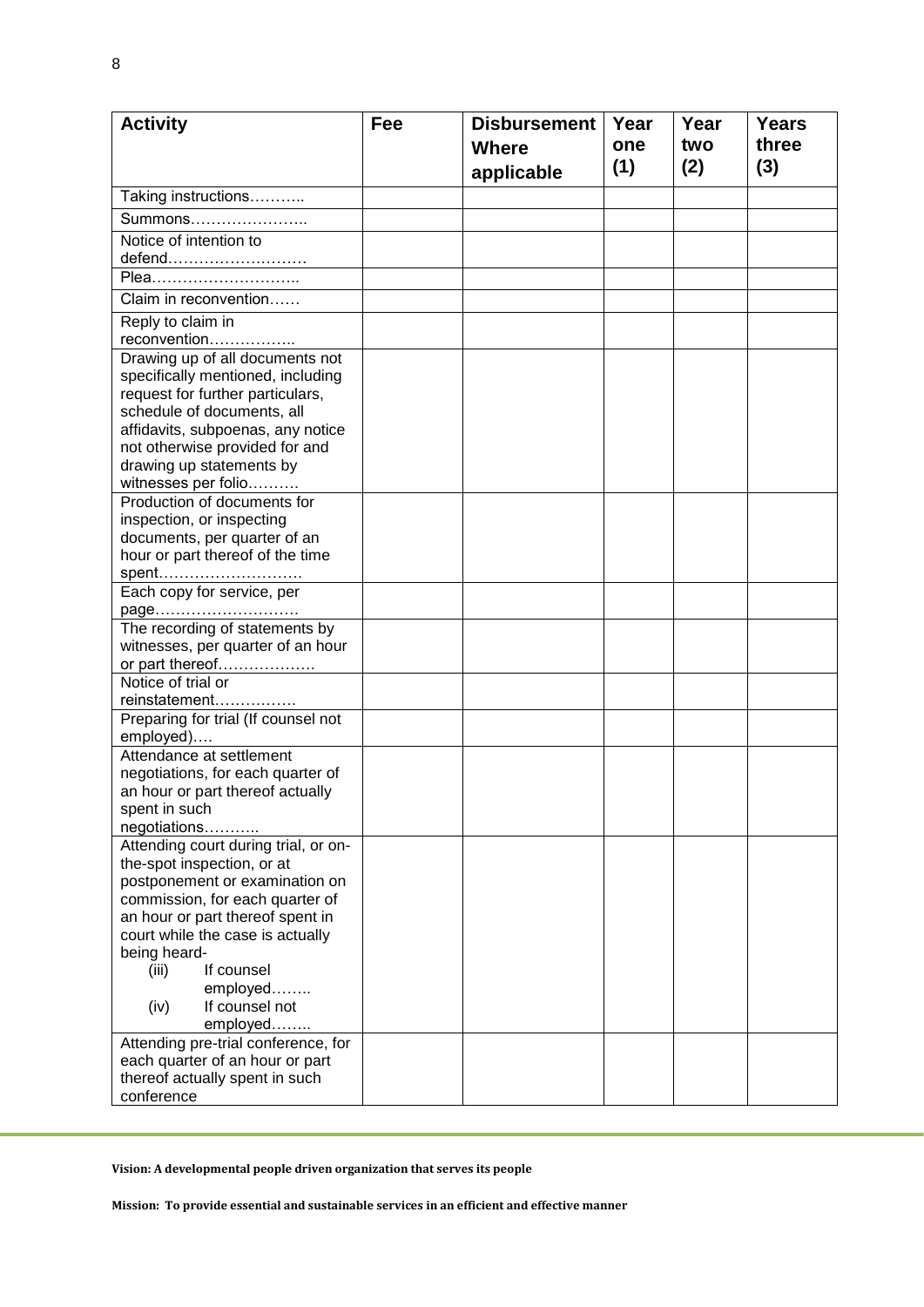| Activity | Fee | Disbursement Where applicable | Year one (1) | Year two (2) | Years three (3) |
|---|---|---|---|---|---|
| Taking instructions……….. | | | | | |
| Summons………………….. | | | | | |
| Notice of intention to defend……………………… | | | | | |
| Plea……………………….. | | | | | |
| Claim in reconvention…… | | | | | |
| Reply to claim in reconvention…………….. | | | | | |
| Drawing up of all documents not specifically mentioned, including request for further particulars, schedule of documents, all affidavits, subpoenas, any notice not otherwise provided for and drawing up statements by witnesses per folio………. | | | | | |
| Production of documents for inspection, or inspecting documents, per quarter of an hour or part thereof of the time spent………………………. | | | | | |
| Each copy for service, per page………………………. | | | | | |
| The recording of statements by witnesses, per quarter of an hour or part thereof………………. | | | | | |
| Notice of trial or reinstatement……………. | | | | | |
| Preparing for trial (If counsel not employed)…. | | | | | |
| Attendance at settlement negotiations, for each quarter of an hour or part thereof actually spent in such negotiations……….. | | | | | |
| Attending court during trial, or on-the-spot inspection, or at postponement or examination on commission, for each quarter of an hour or part thereof spent in court while the case is actually being heard- (iii) If counsel employed……. (iv) If counsel not employed……. | | | | | |
| Attending pre-trial conference, for each quarter of an hour or part thereof actually spent in such conference | | | | | |

**Vision: A developmental people driven organization that serves its people**

**Mission: To provide essential and sustainable services in an efficient and effective manner**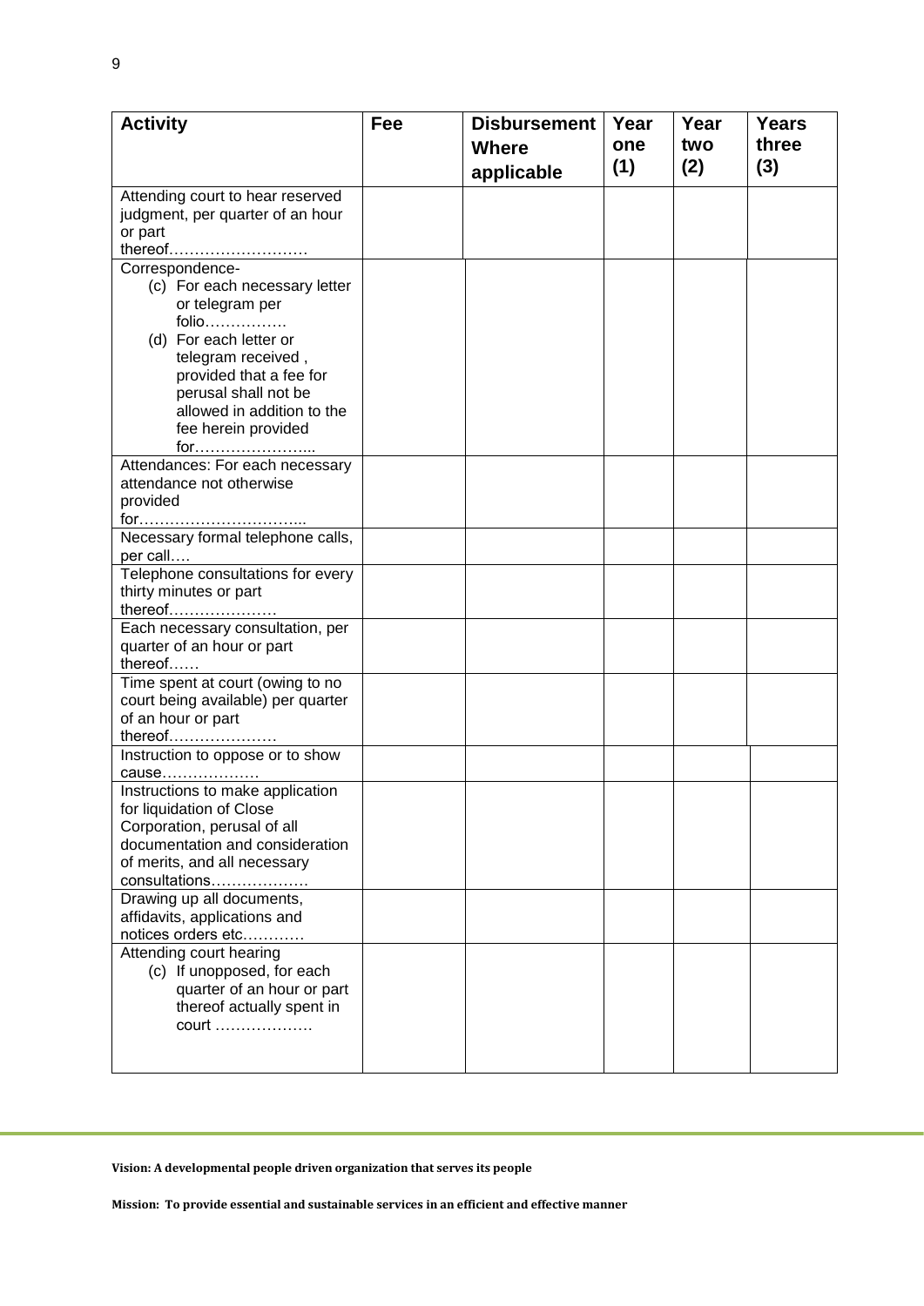| Activity | Fee | Disbursement Where applicable | Year one (1) | Year two (2) | Years three (3) |
|---|---|---|---|---|---|
| Attending court to hear reserved judgment, per quarter of an hour or part thereof……………………… | | | | | |
| Correspondence- (c) For each necessary letter or telegram per folio……………. (d) For each letter or telegram received , provided that a fee for perusal shall not be allowed in addition to the fee herein provided for…………………... | | | | | |
| Attendances: For each necessary attendance not otherwise provided for…………………………... | | | | | |
| Necessary formal telephone calls, per call…. | | | | | |
| Telephone consultations for every thirty minutes or part thereof………………… | | | | | |
| Each necessary consultation, per quarter of an hour or part thereof…… | | | | | |
| Time spent at court (owing to no court being available) per quarter of an hour or part thereof………………… | | | | | |
| Instruction to oppose or to show cause………………. | | | | | |
| Instructions to make application for liquidation of Close Corporation, perusal of all documentation and consideration of merits, and all necessary consultations………………. | | | | | |
| Drawing up all documents, affidavits, applications and notices orders etc………… | | | | | |
| Attending court hearing (c) If unopposed, for each quarter of an hour or part thereof actually spent in court ………………. | | | | | |

**Vision: A developmental people driven organization that serves its people**

**Mission: To provide essential and sustainable services in an efficient and effective manner**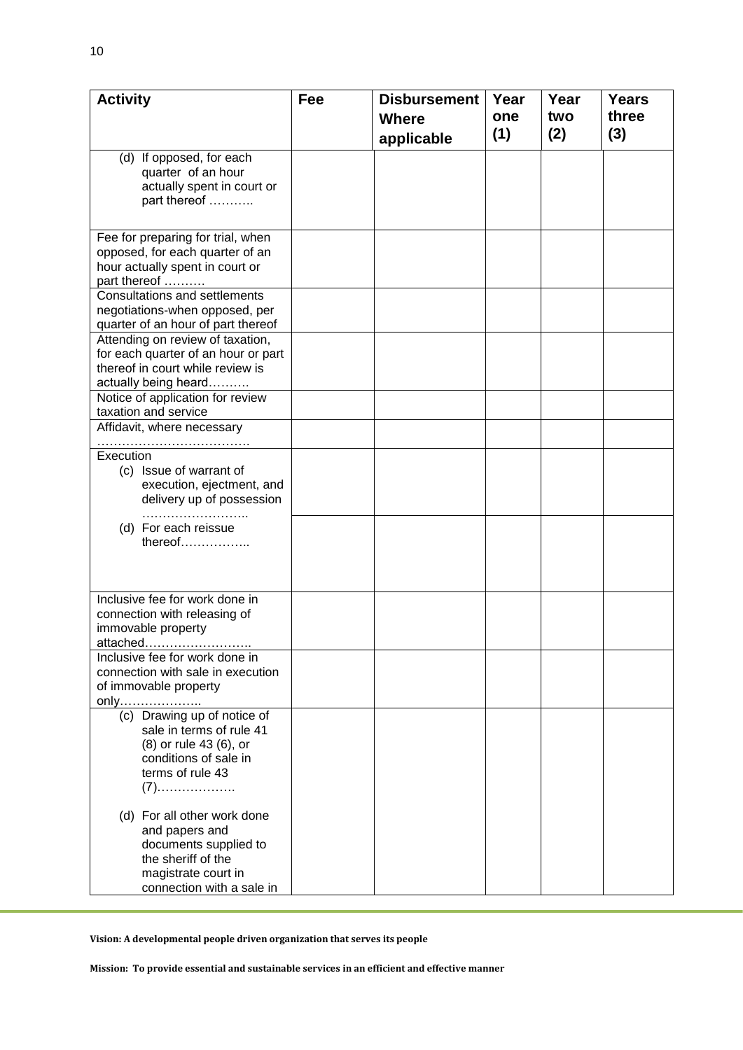| Activity | Fee | Disbursement Where applicable | Year one (1) | Year two (2) | Years three (3) |
|---|---|---|---|---|---|
| (d) If opposed, for each quarter of an hour actually spent in court or part thereof ……….. | | | | | |
| Fee for preparing for trial, when opposed, for each quarter of an hour actually spent in court or part thereof ………. | | | | | |
| Consultations and settlements negotiations-when opposed, per quarter of an hour of part thereof | | | | | |
| Attending on review of taxation, for each quarter of an hour or part thereof in court while review is actually being heard………. | | | | | |
| Notice of application for review taxation and service | | | | | |
| Affidavit, where necessary ………………………………. | | | | | |
| Execution (c) Issue of warrant of execution, ejectment, and delivery up of possession …………………….. | | | | | |
| (d) For each reissue thereof…………….. | | | | | |
| Inclusive fee for work done in connection with releasing of immovable property attached…………………….. | | | | | |
| Inclusive fee for work done in connection with sale in execution of immovable property only……………….. | | | | | |
| (c) Drawing up of notice of sale in terms of rule 41 (8) or rule 43 (6), or conditions of sale in terms of rule 43 (7)………………. (d) For all other work done and papers and documents supplied to the sheriff of the magistrate court in connection with a sale in | | | | | |

**Vision: A developmental people driven organization that serves its people**

**Mission: To provide essential and sustainable services in an efficient and effective manner**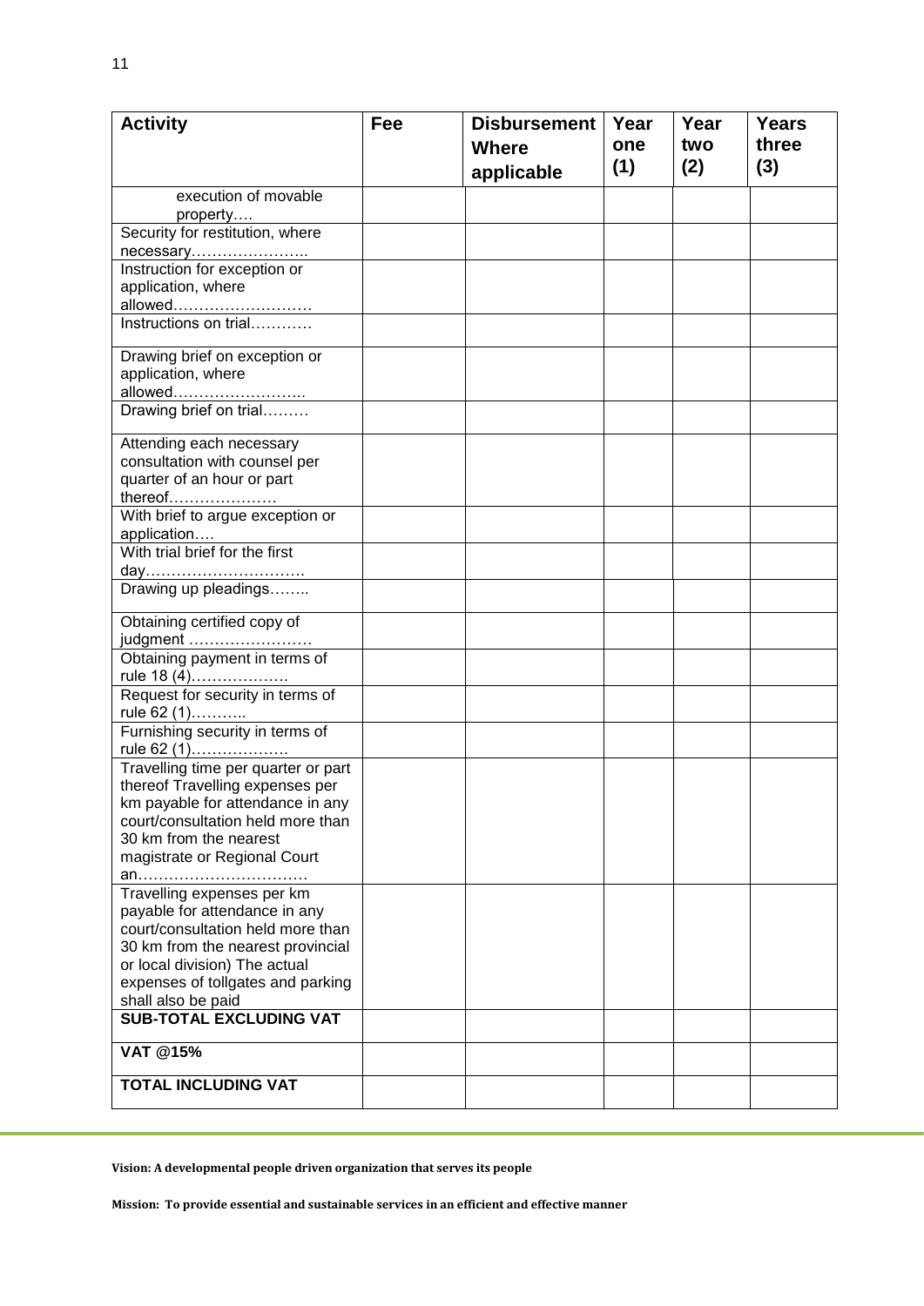| Activity | Fee | Disbursement Where applicable | Year one (1) | Year two (2) | Years three (3) |
|---|---|---|---|---|---|
| execution of movable property…. | | | | | |
| Security for restitution, where necessary………………….. | | | | | |
| Instruction for exception or application, where allowed……………………… | | | | | |
| Instructions on trial………… | | | | | |
| Drawing brief on exception or application, where allowed…………………….. | | | | | |
| Drawing brief on trial……… | | | | | |
| Attending each necessary consultation with counsel per quarter of an hour or part thereof………………… | | | | | |
| With brief to argue exception or application…. | | | | | |
| With trial brief for the first day…………………………. | | | | | |
| Drawing up pleadings…….. | | | | | |
| Obtaining certified copy of judgment …………………… | | | | | |
| Obtaining payment in terms of rule 18 (4)………………. | | | | | |
| Request for security in terms of rule 62 (1)……….. | | | | | |
| Furnishing security in terms of rule 62 (1)………………. | | | | | |
| Travelling time per quarter or part thereof Travelling expenses per km payable for attendance in any court/consultation held more than 30 km from the nearest magistrate or Regional Court an…………………………… | | | | | |
| Travelling expenses per km payable for attendance in any court/consultation held more than 30 km from the nearest provincial or local division) The actual expenses of tollgates and parking shall also be paid | | | | | |
| **SUB-TOTAL EXCLUDING VAT** | | | | | |
| **VAT @15%** | | | | | |
| **TOTAL INCLUDING VAT** | | | | | |

**Vision: A developmental people driven organization that serves its people**

**Mission: To provide essential and sustainable services in an efficient and effective manner**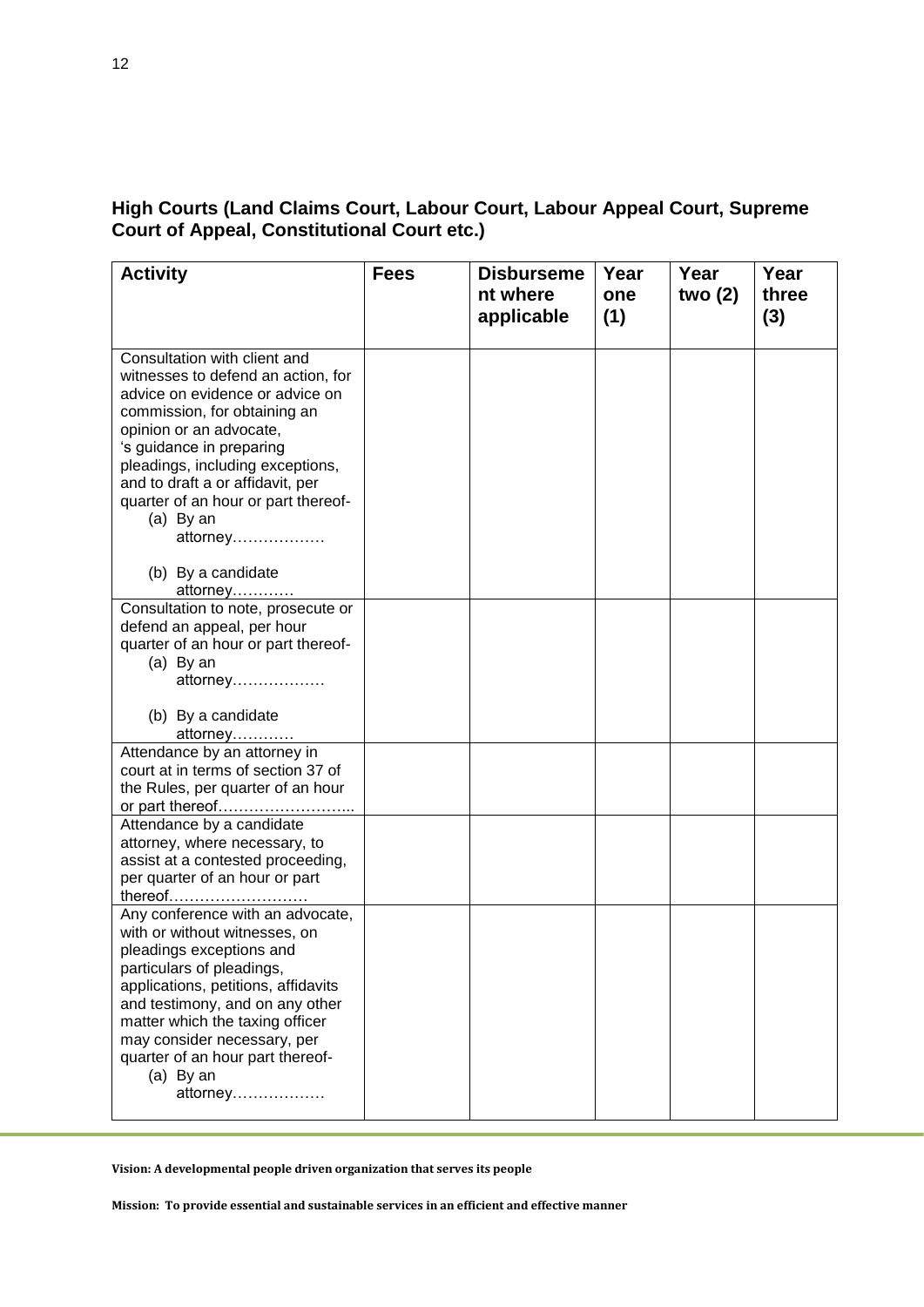**High Courts (Land Claims Court, Labour Court, Labour Appeal Court, Supreme Court of Appeal, Constitutional Court etc.)**

| Activity | Fees | Disbursement where applicable | Year one (1) | Year two (2) | Year three (3) |
|---|---|---|---|---|---|
| Consultation with client and witnesses to defend an action, for advice on evidence or advice on commission, for obtaining an opinion or an advocate, 's guidance in preparing pleadings, including exceptions, and to draft a or affidavit, per quarter of an hour or part thereof- (a) By an attorney……………… (b) By a candidate attorney………… | | | | | |
| Consultation to note, prosecute or defend an appeal, per hour quarter of an hour or part thereof- (a) By an attorney……………… (b) By a candidate attorney………… | | | | | |
| Attendance by an attorney in court at in terms of section 37 of the Rules, per quarter of an hour or part thereof……………………... | | | | | |
| Attendance by a candidate attorney, where necessary, to assist at a contested proceeding, per quarter of an hour or part thereof……………………… | | | | | |
| Any conference with an advocate, with or without witnesses, on pleadings exceptions and particulars of pleadings, applications, petitions, affidavits and testimony, and on any other matter which the taxing officer may consider necessary, per quarter of an hour part thereof- (a) By an attorney……………… | | | | | |

**Vision: A developmental people driven organization that serves its people**

**Mission: To provide essential and sustainable services in an efficient and effective manner**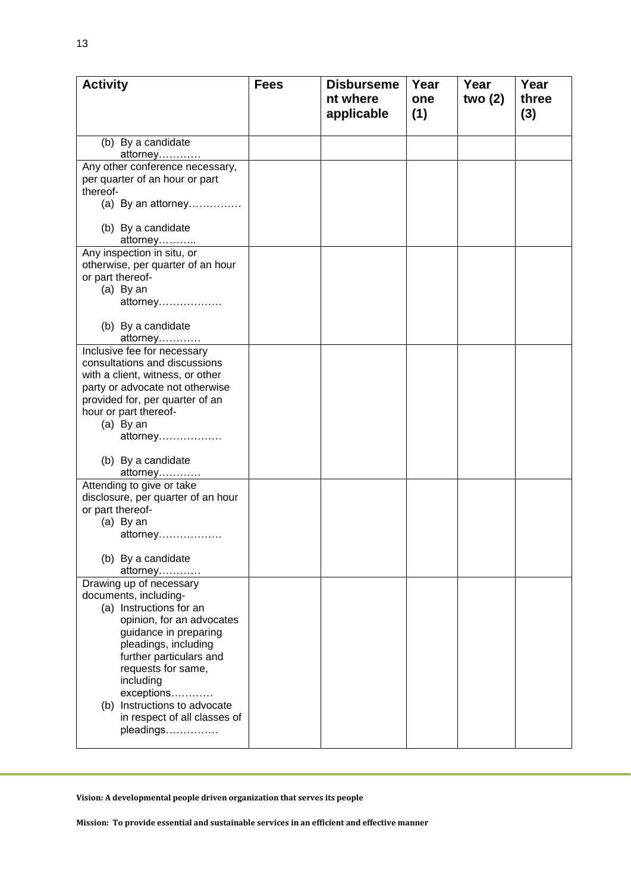| Activity | Fees | Disbursement where applicable | Year one (1) | Year two (2) | Year three (3) |
|---|---|---|---|---|---|
| (b) By a candidate attorney………… | | | | | |
| Any other conference necessary, per quarter of an hour or part thereof- (a) By an attorney…………… (b) By a candidate attorney……….. | | | | | |
| Any inspection in situ, or otherwise, per quarter of an hour or part thereof- (a) By an attorney……………… (b) By a candidate attorney………… | | | | | |
| Inclusive fee for necessary consultations and discussions with a client, witness, or other party or advocate not otherwise provided for, per quarter of an hour or part thereof- (a) By an attorney……………… (b) By a candidate attorney………… | | | | | |
| Attending to give or take disclosure, per quarter of an hour or part thereof- (a) By an attorney……………… (b) By a candidate attorney………… | | | | | |
| Drawing up of necessary documents, including- (a) Instructions for an opinion, for an advocates guidance in preparing pleadings, including further particulars and requests for same, including exceptions………… (b) Instructions to advocate in respect of all classes of pleadings…………… | | | | | |

**Vision: A developmental people driven organization that serves its people**

**Mission: To provide essential and sustainable services in an efficient and effective manner**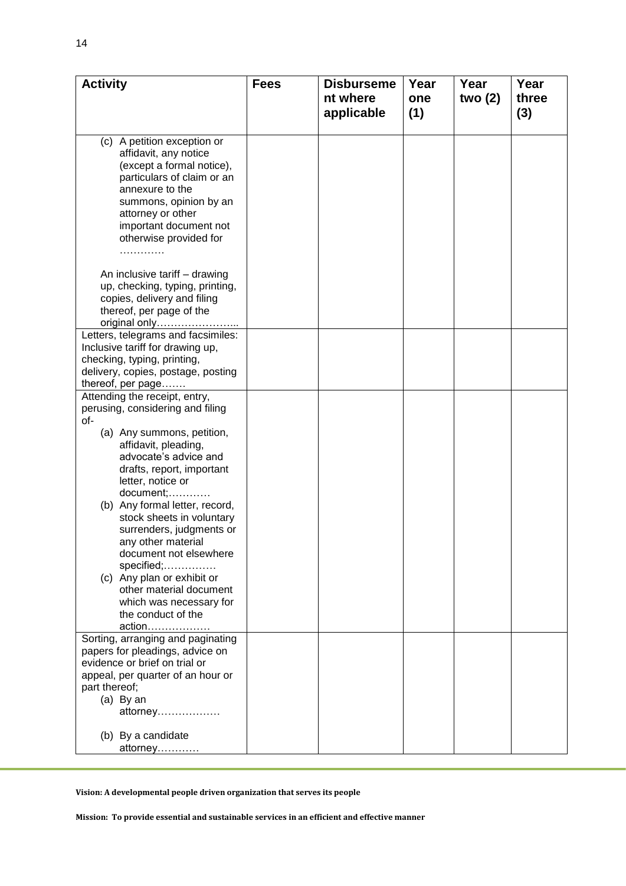| Activity | Fees | Disbursement where applicable | Year one (1) | Year two (2) | Year three (3) |
|---|---|---|---|---|---|
| (c) A petition exception or affidavit, any notice (except a formal notice), particulars of claim or an annexure to the summons, opinion by an attorney or other important document not otherwise provided for …………<br><br>An inclusive tariff – drawing up, checking, typing, printing, copies, delivery and filing thereof, per page of the original only………………….... | | | | | |
| Letters, telegrams and facsimiles: Inclusive tariff for drawing up, checking, typing, printing, delivery, copies, postage, posting thereof, per page……. | | | | | |
| Attending the receipt, entry, perusing, considering and filing of-<br>(a) Any summons, petition, affidavit, pleading, advocate's advice and drafts, report, important letter, notice or document;…………<br>(b) Any formal letter, record, stock sheets in voluntary surrenders, judgments or any other material document not elsewhere specified;……………<br>(c) Any plan or exhibit or other material document which was necessary for the conduct of the action……………… | | | | | |
| Sorting, arranging and paginating papers for pleadings, advice on evidence or brief on trial or appeal, per quarter of an hour or part thereof;<br>(a) By an attorney………………<br><br>(b) By a candidate attorney………… | | | | | |

**Vision: A developmental people driven organization that serves its people**

**Mission: To provide essential and sustainable services in an efficient and effective manner**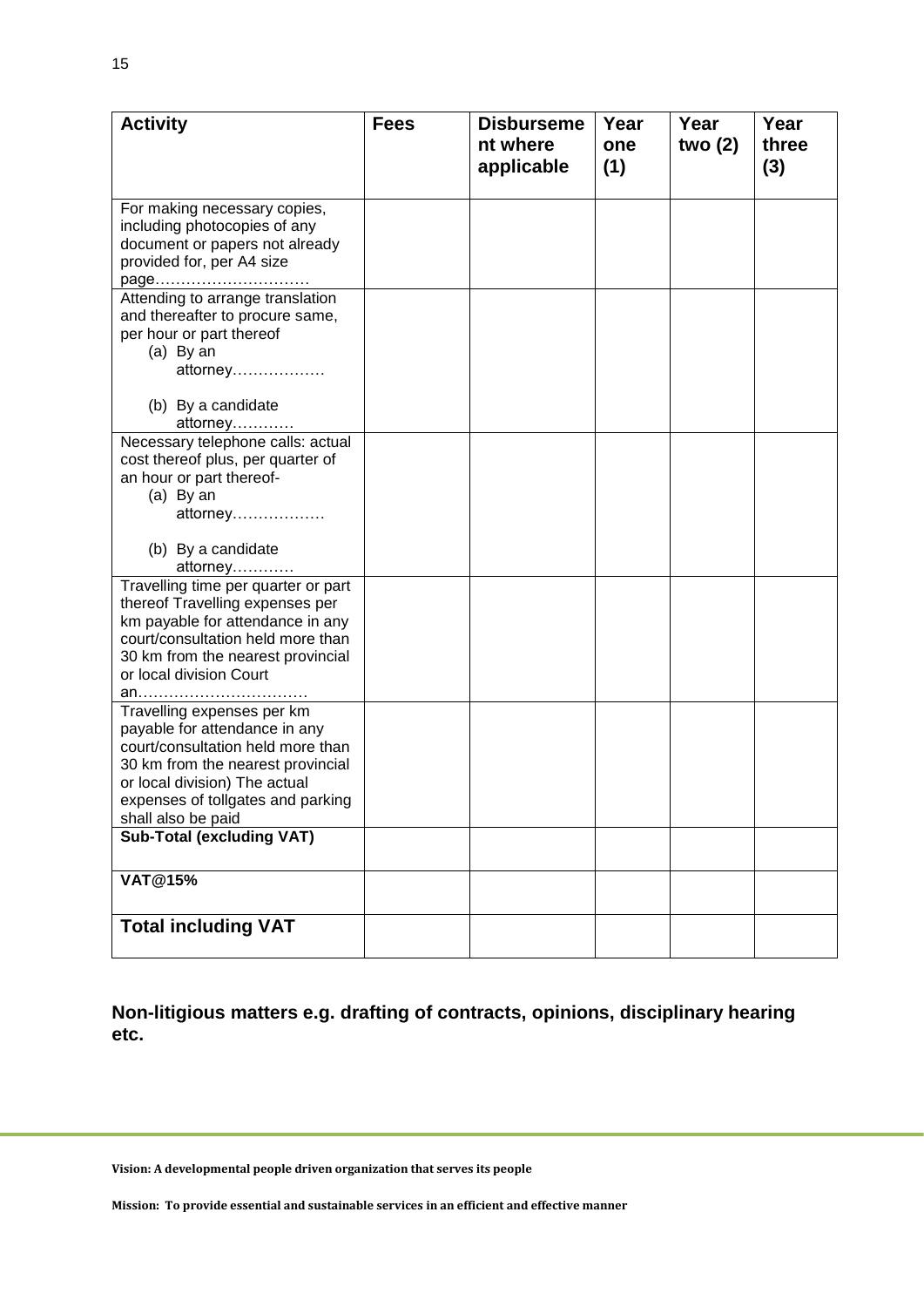| Activity | Fees | Disbursement where applicable | Year one (1) | Year two (2) | Year three (3) |
|---|---|---|---|---|---|
| For making necessary copies, including photocopies of any document or papers not already provided for, per A4 size page………………………… | | | | | |
| Attending to arrange translation and thereafter to procure same, per hour or part thereof (a) By an attorney……………… (b) By a candidate attorney………… | | | | | |
| Necessary telephone calls: actual cost thereof plus, per quarter of an hour or part thereof- (a) By an attorney……………… (b) By a candidate attorney………… | | | | | |
| Travelling time per quarter or part thereof Travelling expenses per km payable for attendance in any court/consultation held more than 30 km from the nearest provincial or local division Court an…………………………… | | | | | |
| Travelling expenses per km payable for attendance in any court/consultation held more than 30 km from the nearest provincial or local division) The actual expenses of tollgates and parking shall also be paid | | | | | |
| **Sub-Total (excluding VAT)** | | | | | |
| **VAT@15%** | | | | | |
| **Total including VAT** | | | | | |

**Non-litigious matters e.g. drafting of contracts, opinions, disciplinary hearing etc.**

**Vision: A developmental people driven organization that serves its people**

**Mission: To provide essential and sustainable services in an efficient and effective manner**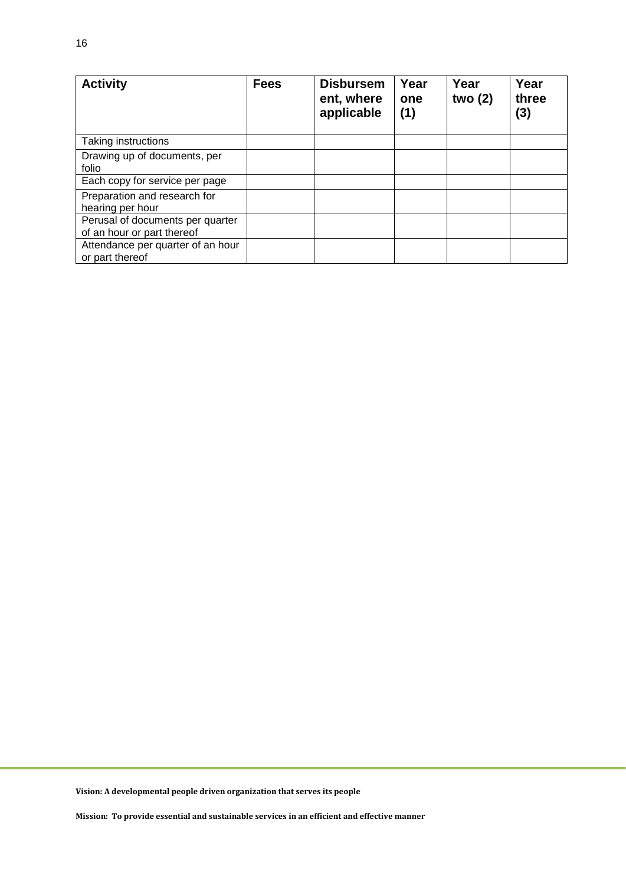| Activity | Fees | Disbursement, where applicable | Year one (1) | Year two (2) | Year three (3) |
|---|---|---|---|---|---|
| Taking instructions | | | | | |
| Drawing up of documents, per folio | | | | | |
| Each copy for service per page | | | | | |
| Preparation and research for hearing per hour | | | | | |
| Perusal of documents per quarter of an hour or part thereof | | | | | |
| Attendance per quarter of an hour or part thereof | | | | | |

**Vision: A developmental people driven organization that serves its people**

**Mission: To provide essential and sustainable services in an efficient and effective manner**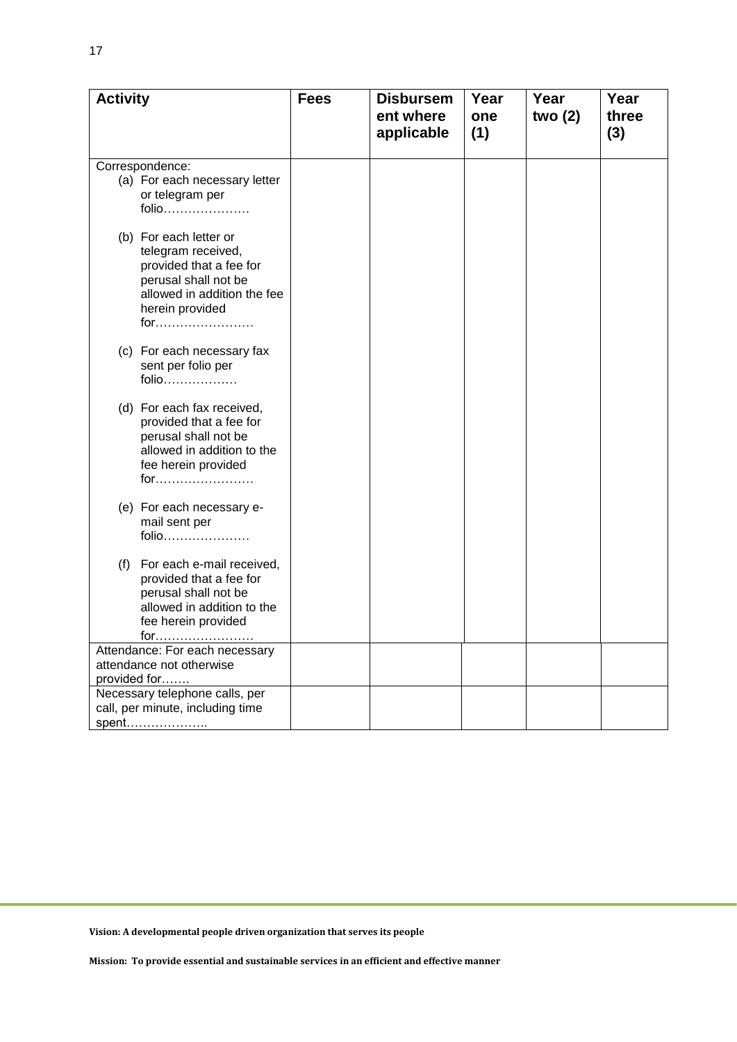| Activity | Fees | Disbursement where applicable | Year one (1) | Year two (2) | Year three (3) |
|---|---|---|---|---|---|
| Correspondence:<br>(a) For each necessary letter or telegram per folio…………………<br><br>(b) For each letter or telegram received, provided that a fee for perusal shall not be allowed in addition the fee herein provided for……………………<br><br>(c) For each necessary fax sent per folio per folio………………<br><br>(d) For each fax received, provided that a fee for perusal shall not be allowed in addition to the fee herein provided for……………………<br><br>(e) For each necessary e-mail sent per folio…………………<br><br>(f) For each e-mail received, provided that a fee for perusal shall not be allowed in addition to the fee herein provided for…………………… | | | | | |
| Attendance: For each necessary attendance not otherwise provided for……. | | | | | |
| Necessary telephone calls, per call, per minute, including time spent……………….. | | | | | |

**Vision: A developmental people driven organization that serves its people**

**Mission: To provide essential and sustainable services in an efficient and effective manner**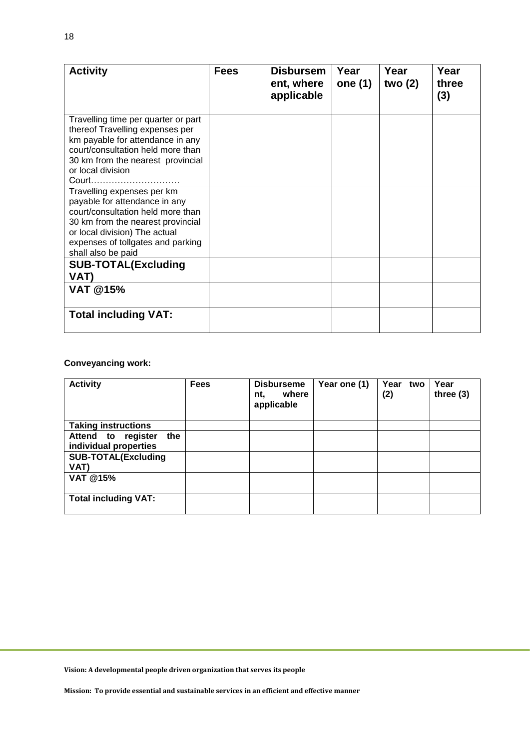| Activity | Fees | Disbursement, where applicable | Year one (1) | Year two (2) | Year three (3) |
|---|---|---|---|---|---|
| Travelling time per quarter or part thereof Travelling expenses per km payable for attendance in any court/consultation held more than 30 km from the nearest provincial or local division Court………………………… | | | | | |
| Travelling expenses per km payable for attendance in any court/consultation held more than 30 km from the nearest provincial or local division) The actual expenses of tollgates and parking shall also be paid | | | | | |
| **SUB-TOTAL(Excluding VAT)** | | | | | |
| **VAT @15%** | | | | | |
| **Total including VAT:** | | | | | |

**Conveyancing work:**

| Activity | Fees | Disbursement, where applicable | Year one (1) | Year two (2) | Year three (3) |
|---|---|---|---|---|---|
| **Taking instructions** | | | | | |
| **Attend to register the individual properties** | | | | | |
| **SUB-TOTAL(Excluding VAT)** | | | | | |
| **VAT @15%** | | | | | |
| **Total including VAT:** | | | | | |

**Vision: A developmental people driven organization that serves its people**

**Mission: To provide essential and sustainable services in an efficient and effective manner**